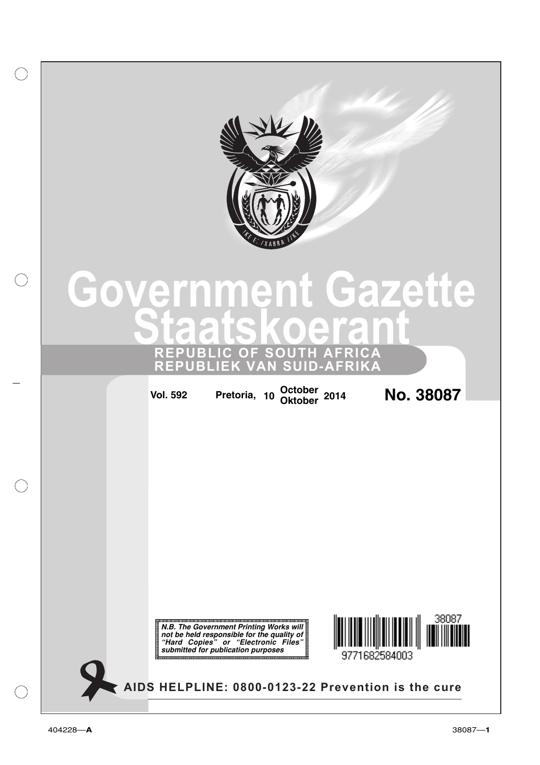# Government Gazette
# Staatskoerant

**REPUBLIC OF SOUTH AFRICA**
**REPUBLIEK VAN SUID-AFRIKA**

**Vol. 592** **Pretoria, 10 October Oktober 2014** **No. 38087**

***N.B. The Government Printing Works will not be held responsible for the quality of "Hard Copies" or "Electronic Files" submitted for publication purposes***

38087

9771682584003

**AIDS HELPLINE: 0800-0123-22 Prevention is the cure**

404228—**A**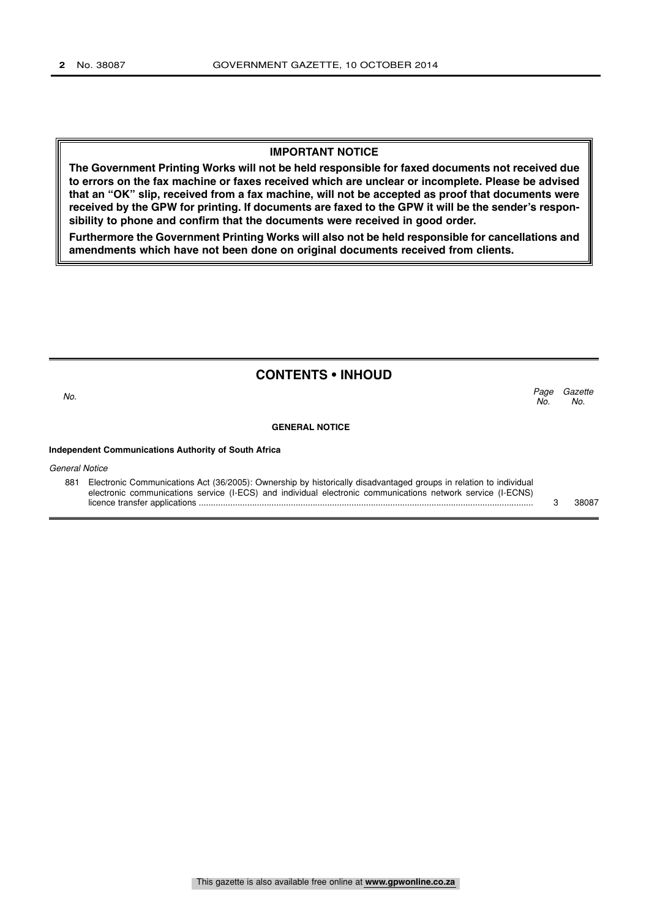**IMPORTANT NOTICE**

**The Government Printing Works will not be held responsible for faxed documents not received due to errors on the fax machine or faxes received which are unclear or incomplete. Please be advised that an "OK" slip, received from a fax machine, will not be accepted as proof that documents were received by the GPW for printing. If documents are faxed to the GPW it will be the sender's responsibility to phone and confirm that the documents were received in good order.**

**Furthermore the Government Printing Works will also not be held responsible for cancellations and amendments which have not been done on original documents received from clients.**

## CONTENTS • INHOUD

| *No.* | | *Page No.* | *Gazette No.* |
|---|---|---|---|
| | **GENERAL NOTICE** | | |
| | **Independent Communications Authority of South Africa** | | |
| | *General Notice* | | |
| 881 | Electronic Communications Act (36/2005): Ownership by historically disadvantaged groups in relation to individual electronic communications service (I-ECS) and individual electronic communications network service (I-ECNS) licence transfer applications | 3 | 38087 |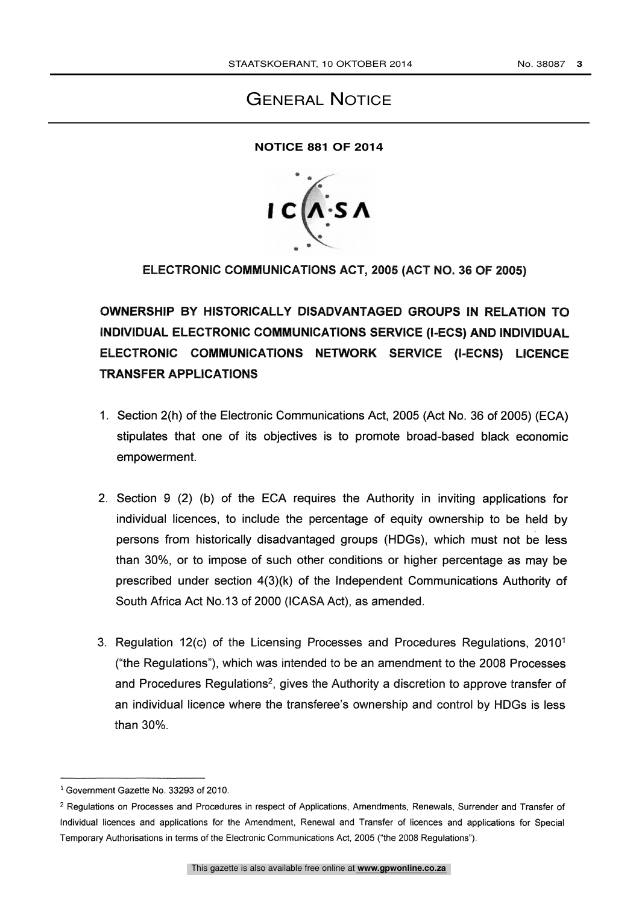# General Notice

**NOTICE 881 OF 2014**

**ELECTRONIC COMMUNICATIONS ACT, 2005 (ACT NO. 36 OF 2005)**

**OWNERSHIP BY HISTORICALLY DISADVANTAGED GROUPS IN RELATION TO INDIVIDUAL ELECTRONIC COMMUNICATIONS SERVICE (I-ECS) AND INDIVIDUAL ELECTRONIC COMMUNICATIONS NETWORK SERVICE (I-ECNS) LICENCE TRANSFER APPLICATIONS**

1. Section 2(h) of the Electronic Communications Act, 2005 (Act No. 36 of 2005) (ECA) stipulates that one of its objectives is to promote broad-based black economic empowerment.

2. Section 9 (2) (b) of the ECA requires the Authority in inviting applications for individual licences, to include the percentage of equity ownership to be held by persons from historically disadvantaged groups (HDGs), which must not be less than 30%, or to impose of such other conditions or higher percentage as may be prescribed under section 4(3)(k) of the Independent Communications Authority of South Africa Act No.13 of 2000 (ICASA Act), as amended.

3. Regulation 12(c) of the Licensing Processes and Procedures Regulations, 2010[1] ("the Regulations"), which was intended to be an amendment to the 2008 Processes and Procedures Regulations[2], gives the Authority a discretion to approve transfer of an individual licence where the transferee's ownership and control by HDGs is less than 30%.

---

[1] Government Gazette No. 33293 of 2010.

[2] Regulations on Processes and Procedures in respect of Applications, Amendments, Renewals, Surrender and Transfer of Individual licences and applications for the Amendment, Renewal and Transfer of licences and applications for Special Temporary Authorisations in terms of the Electronic Communications Act, 2005 ("the 2008 Regulations").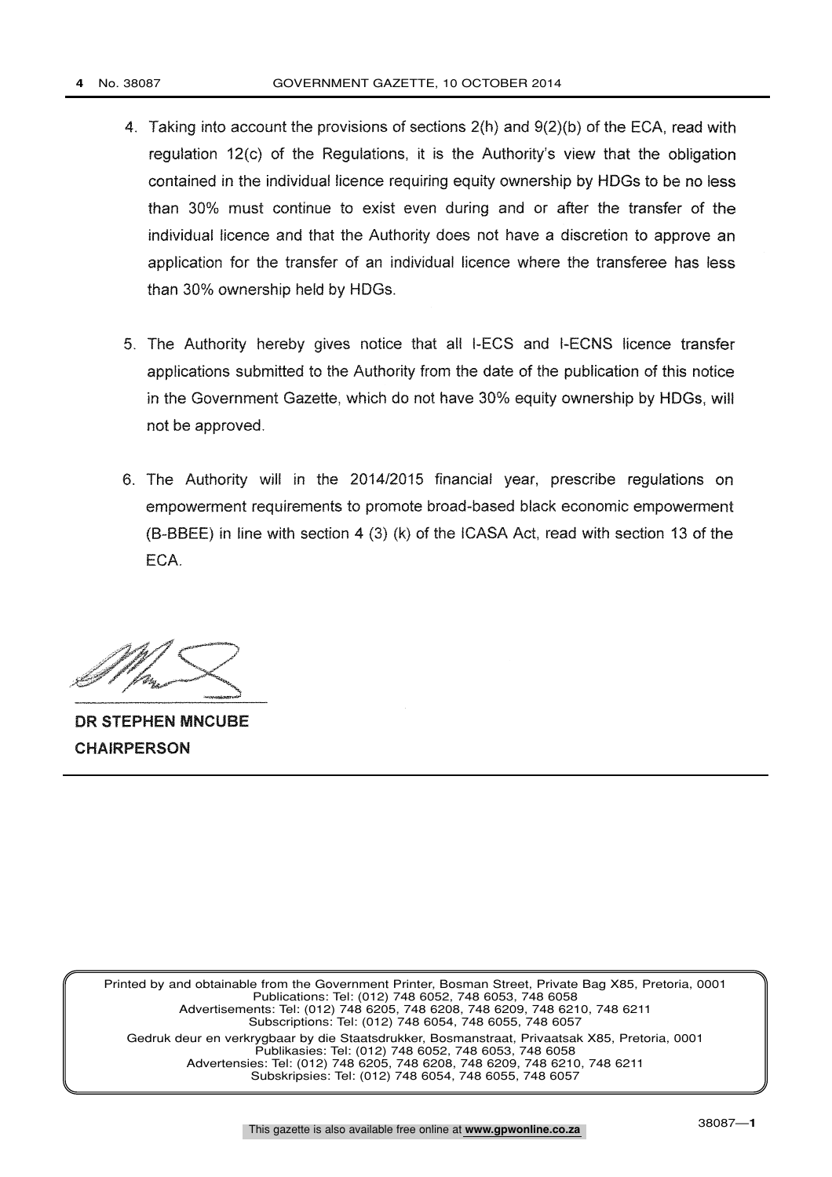4. Taking into account the provisions of sections 2(h) and 9(2)(b) of the ECA, read with regulation 12(c) of the Regulations, it is the Authority's view that the obligation contained in the individual licence requiring equity ownership by HDGs to be no less than 30% must continue to exist even during and or after the transfer of the individual licence and that the Authority does not have a discretion to approve an application for the transfer of an individual licence where the transferee has less than 30% ownership held by HDGs.

5. The Authority hereby gives notice that all I-ECS and I-ECNS licence transfer applications submitted to the Authority from the date of the publication of this notice in the Government Gazette, which do not have 30% equity ownership by HDGs, will not be approved.

6. The Authority will in the 2014/2015 financial year, prescribe regulations on empowerment requirements to promote broad-based black economic empowerment (B-BBEE) in line with section 4 (3) (k) of the ICASA Act, read with section 13 of the ECA.

**DR STEPHEN MNCUBE**
**CHAIRPERSON**

Printed by and obtainable from the Government Printer, Bosman Street, Private Bag X85, Pretoria, 0001
Publications: Tel: (012) 748 6052, 748 6053, 748 6058
Advertisements: Tel: (012) 748 6205, 748 6208, 748 6209, 748 6210, 748 6211
Subscriptions: Tel: (012) 748 6054, 748 6055, 748 6057

Gedruk deur en verkrygbaar by die Staatsdrukker, Bosmanstraat, Privaatsak X85, Pretoria, 0001
Publikasies: Tel: (012) 748 6052, 748 6053, 748 6058
Advertensies: Tel: (012) 748 6205, 748 6208, 748 6209, 748 6210, 748 6211
Subskripsies: Tel: (012) 748 6054, 748 6055, 748 6057